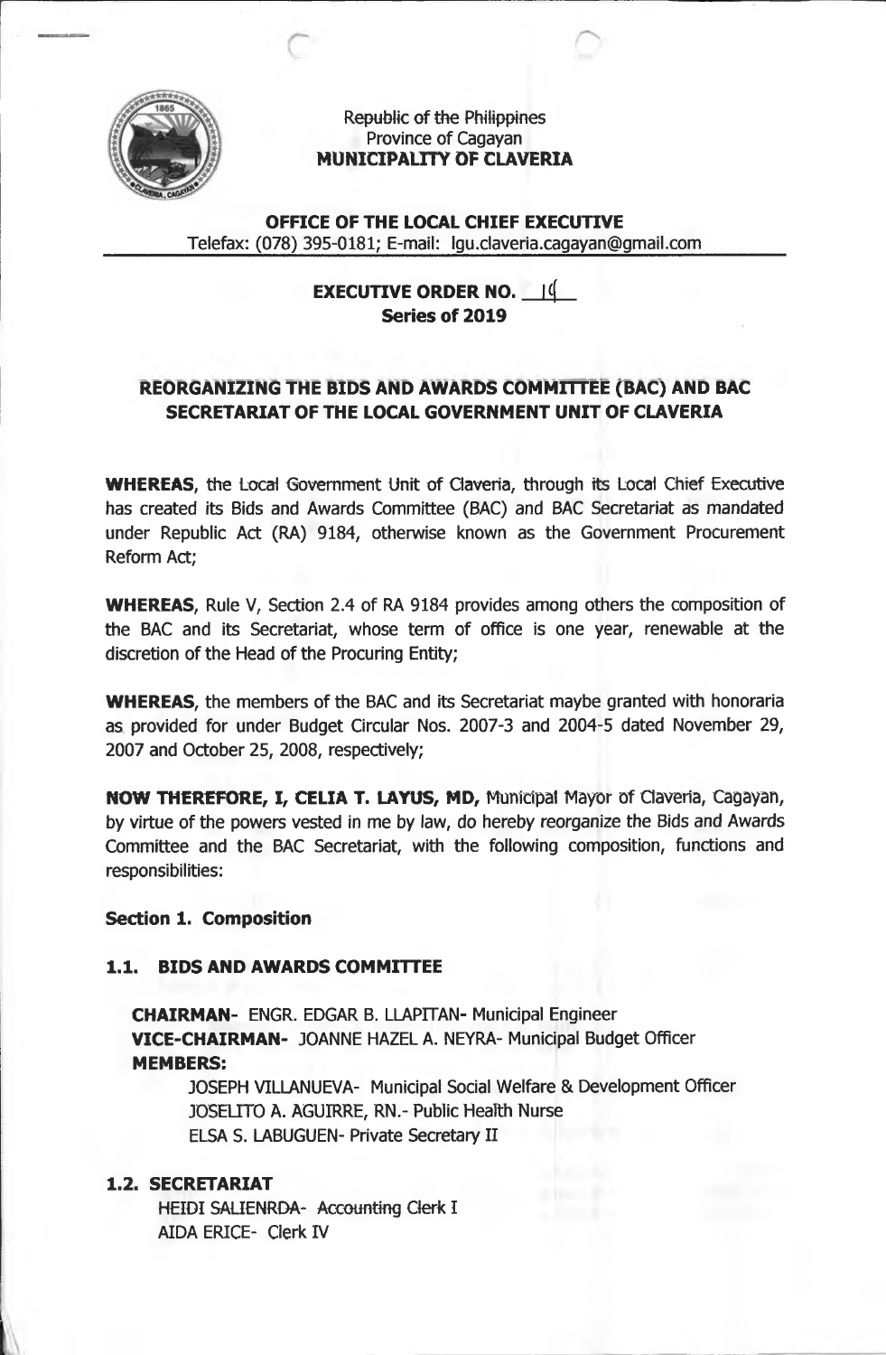Republic of the Philippines
Province of Cagayan
**MUNICIPALITY OF CLAVERIA**

**OFFICE OF THE LOCAL CHIEF EXECUTIVE**
Telefax: (078) 395-0181; E-mail: lgu.claveria.cagayan@gmail.com

**EXECUTIVE ORDER NO. 19**
**Series of 2019**

## REORGANIZING THE BIDS AND AWARDS COMMITTEE (BAC) AND BAC SECRETARIAT OF THE LOCAL GOVERNMENT UNIT OF CLAVERIA

**WHEREAS**, the Local Government Unit of Claveria, through its Local Chief Executive has created its Bids and Awards Committee (BAC) and BAC Secretariat as mandated under Republic Act (RA) 9184, otherwise known as the Government Procurement Reform Act;

**WHEREAS**, Rule V, Section 2.4 of RA 9184 provides among others the composition of the BAC and its Secretariat, whose term of office is one year, renewable at the discretion of the Head of the Procuring Entity;

**WHEREAS**, the members of the BAC and its Secretariat maybe granted with honoraria as provided for under Budget Circular Nos. 2007-3 and 2004-5 dated November 29, 2007 and October 25, 2008, respectively;

**NOW THEREFORE, I, CELIA T. LAYUS, MD,** Municipal Mayor of Claveria, Cagayan, by virtue of the powers vested in me by law, do hereby reorganize the Bids and Awards Committee and the BAC Secretariat, with the following composition, functions and responsibilities:

### Section 1. Composition

#### 1.1. BIDS AND AWARDS COMMITTEE

**CHAIRMAN**- ENGR. EDGAR B. LLAPITAN- Municipal Engineer
**VICE-CHAIRMAN**- JOANNE HAZEL A. NEYRA- Municipal Budget Officer
**MEMBERS:**

JOSEPH VILLANUEVA- Municipal Social Welfare & Development Officer
JOSELITO A. AGUIRRE, RN.- Public Health Nurse
ELSA S. LABUGUEN- Private Secretary II

#### 1.2. SECRETARIAT

HEIDI SALIENRDA- Accounting Clerk I
AIDA ERICE- Clerk IV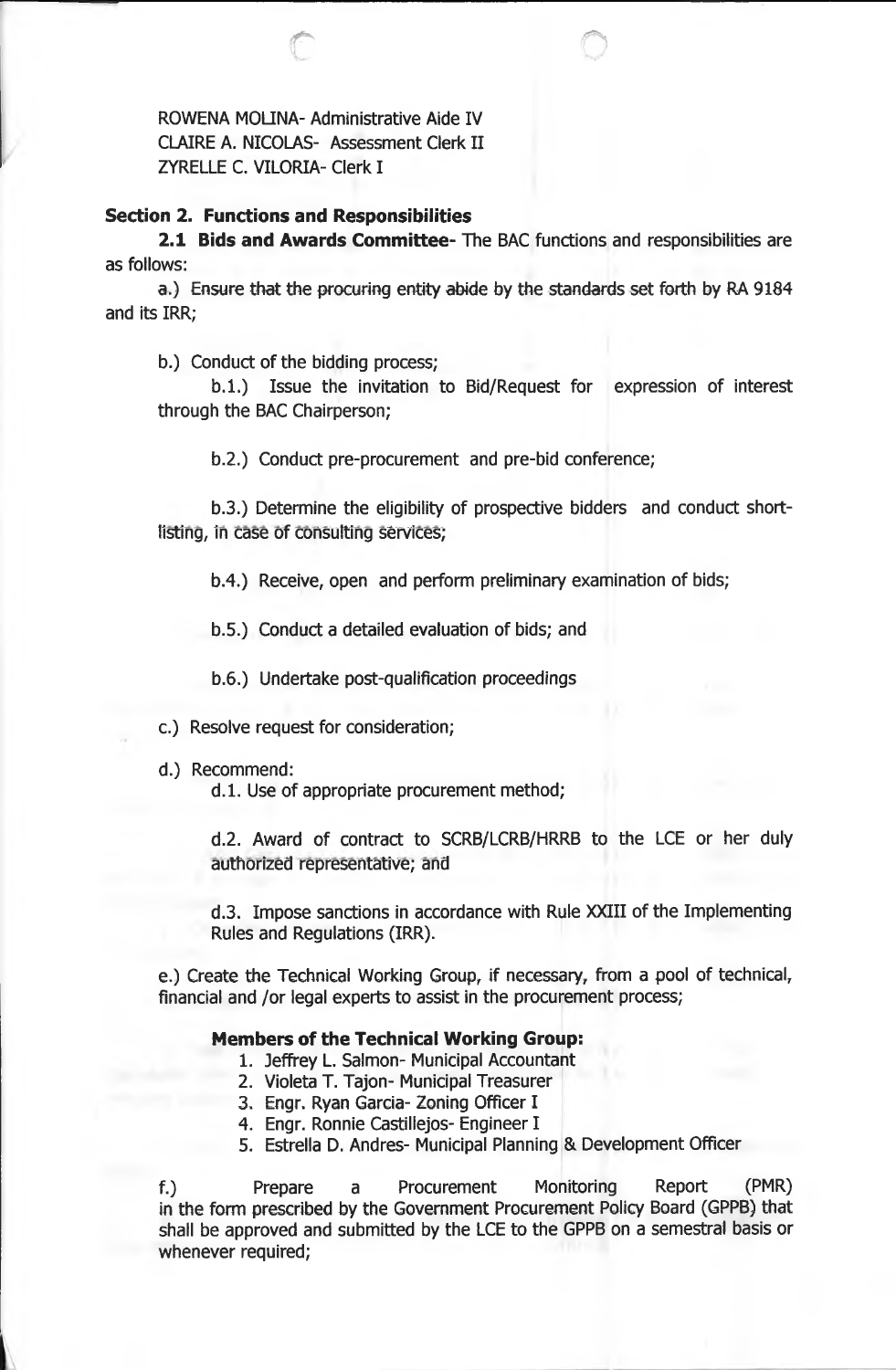ROWENA MOLINA- Administrative Aide IV
CLAIRE A. NICOLAS- Assessment Clerk II
ZYRELLE C. VILORIA- Clerk I

**Section 2. Functions and Responsibilities**

**2.1 Bids and Awards Committee-** The BAC functions and responsibilities are as follows:

a.) Ensure that the procuring entity abide by the standards set forth by RA 9184 and its IRR;

b.) Conduct of the bidding process;

b.1.) Issue the invitation to Bid/Request for expression of interest through the BAC Chairperson;

b.2.) Conduct pre-procurement and pre-bid conference;

b.3.) Determine the eligibility of prospective bidders and conduct short-listing, in case of consulting services;

b.4.) Receive, open and perform preliminary examination of bids;

b.5.) Conduct a detailed evaluation of bids; and

b.6.) Undertake post-qualification proceedings

c.) Resolve request for consideration;

d.) Recommend:

d.1. Use of appropriate procurement method;

d.2. Award of contract to SCRB/LCRB/HRRB to the LCE or her duly authorized representative; and

d.3. Impose sanctions in accordance with Rule XXIII of the Implementing Rules and Regulations (IRR).

e.) Create the Technical Working Group, if necessary, from a pool of technical, financial and /or legal experts to assist in the procurement process;

**Members of the Technical Working Group:**

1. Jeffrey L. Salmon- Municipal Accountant
2. Violeta T. Tajon- Municipal Treasurer
3. Engr. Ryan Garcia- Zoning Officer I
4. Engr. Ronnie Castillejos- Engineer I
5. Estrella D. Andres- Municipal Planning & Development Officer

f.) Prepare a Procurement Monitoring Report (PMR) in the form prescribed by the Government Procurement Policy Board (GPPB) that shall be approved and submitted by the LCE to the GPPB on a semestral basis or whenever required;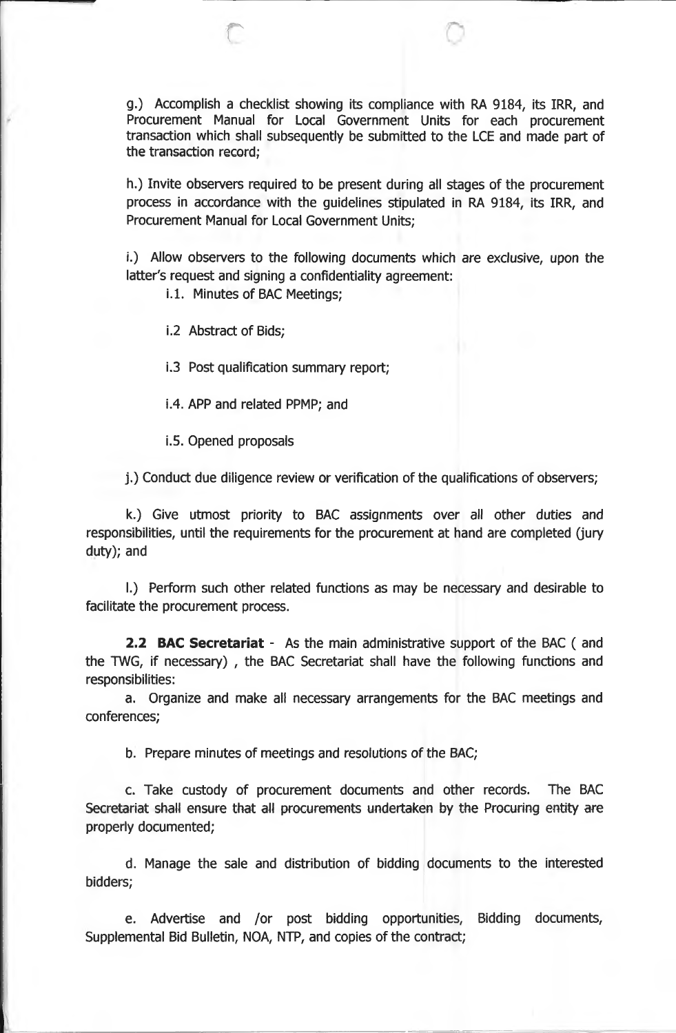g.) Accomplish a checklist showing its compliance with RA 9184, its IRR, and Procurement Manual for Local Government Units for each procurement transaction which shall subsequently be submitted to the LCE and made part of the transaction record;

h.) Invite observers required to be present during all stages of the procurement process in accordance with the guidelines stipulated in RA 9184, its IRR, and Procurement Manual for Local Government Units;

i.) Allow observers to the following documents which are exclusive, upon the latter's request and signing a confidentiality agreement:

- i.1. Minutes of BAC Meetings;
- i.2 Abstract of Bids;
- i.3 Post qualification summary report;
- i.4. APP and related PPMP; and
- i.5. Opened proposals

j.) Conduct due diligence review or verification of the qualifications of observers;

k.) Give utmost priority to BAC assignments over all other duties and responsibilities, until the requirements for the procurement at hand are completed (jury duty); and

l.) Perform such other related functions as may be necessary and desirable to facilitate the procurement process.

**2.2 BAC Secretariat** - As the main administrative support of the BAC ( and the TWG, if necessary) , the BAC Secretariat shall have the following functions and responsibilities:

a. Organize and make all necessary arrangements for the BAC meetings and conferences;

b. Prepare minutes of meetings and resolutions of the BAC;

c. Take custody of procurement documents and other records. The BAC Secretariat shall ensure that all procurements undertaken by the Procuring entity are properly documented;

d. Manage the sale and distribution of bidding documents to the interested bidders;

e. Advertise and /or post bidding opportunities, Bidding documents, Supplemental Bid Bulletin, NOA, NTP, and copies of the contract;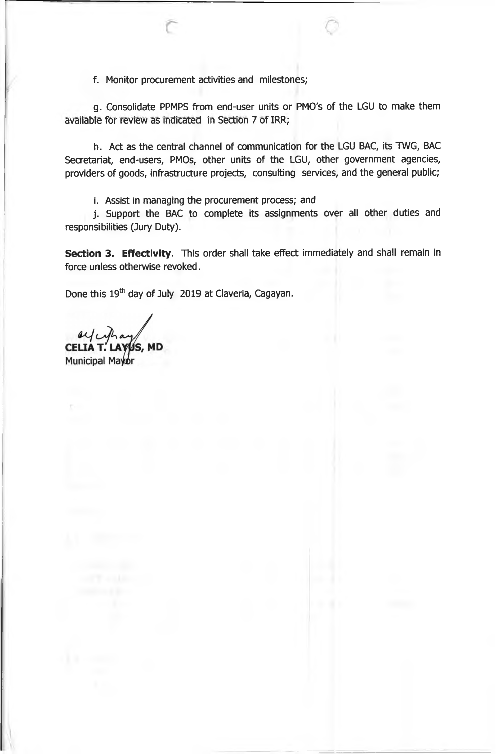f. Monitor procurement activities and milestones;

g. Consolidate PPMPS from end-user units or PMO's of the LGU to make them available for review as indicated in Section 7 of IRR;

h. Act as the central channel of communication for the LGU BAC, its TWG, BAC Secretariat, end-users, PMOs, other units of the LGU, other government agencies, providers of goods, infrastructure projects, consulting services, and the general public;

i. Assist in managing the procurement process; and

j. Support the BAC to complete its assignments over all other duties and responsibilities (Jury Duty).

**Section 3. Effectivity**. This order shall take effect immediately and shall remain in force unless otherwise revoked.

Done this 19th day of July 2019 at Claveria, Cagayan.

**CELIA T. LAYUS, MD**
Municipal Mayor